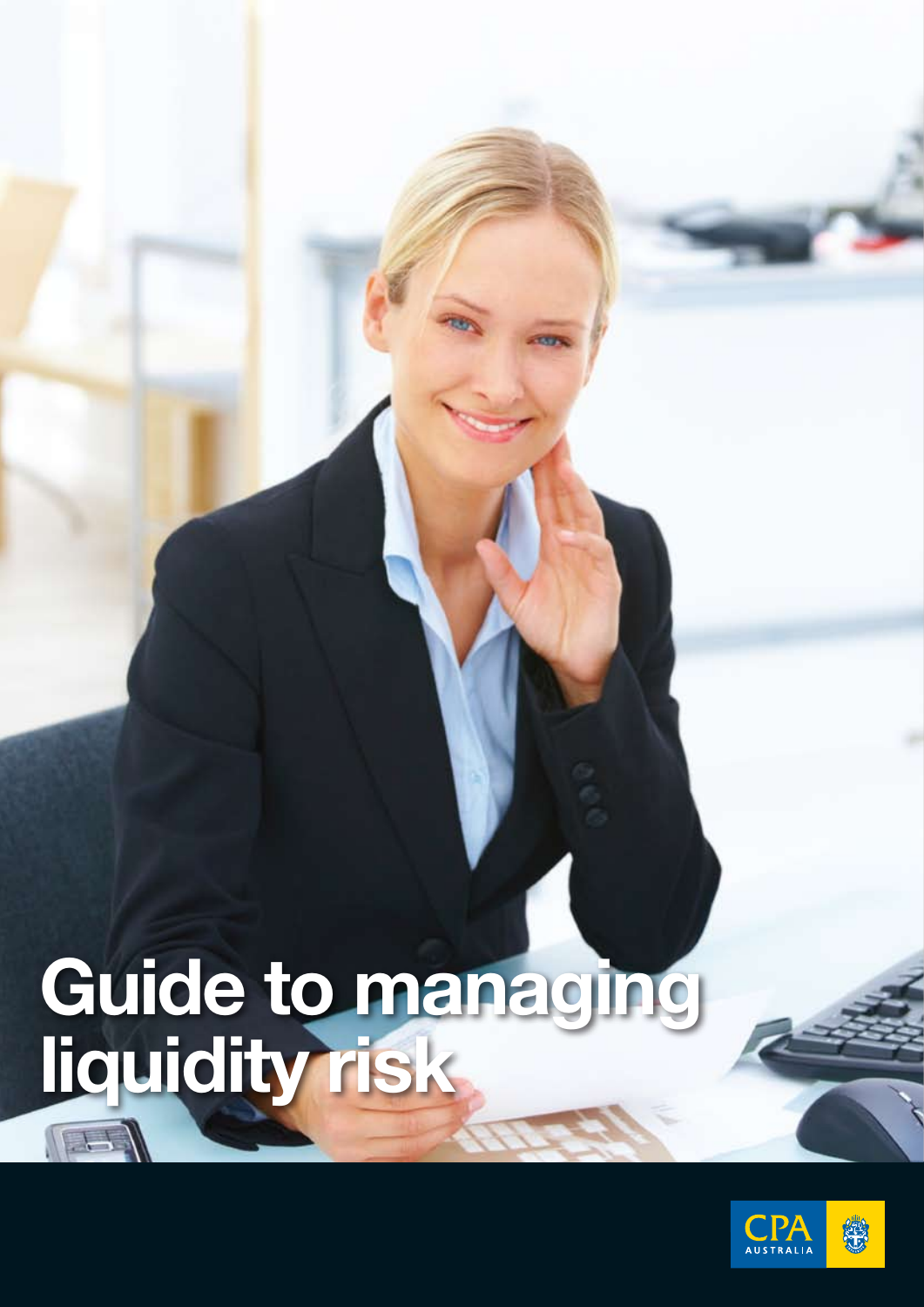# Guide to managing liquidity risk

CPA AUSTRALIA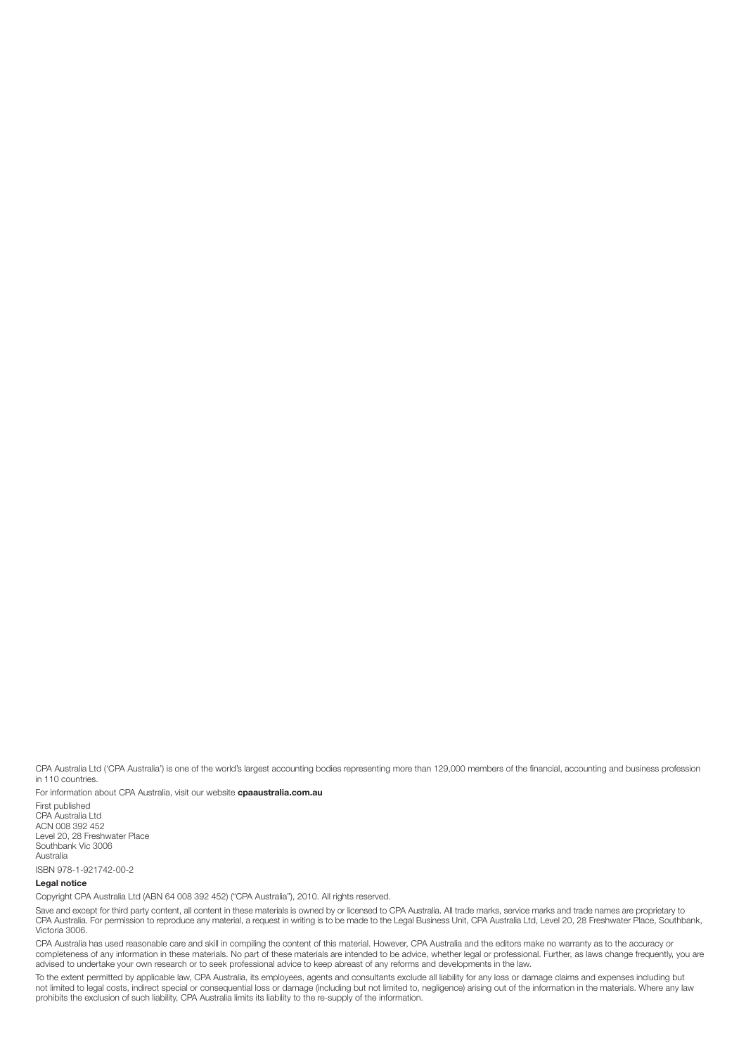CPA Australia Ltd ('CPA Australia') is one of the world's largest accounting bodies representing more than 129,000 members of the financial, accounting and business profession in 110 countries.

For information about CPA Australia, visit our website **cpaaustralia.com.au**

First published
CPA Australia Ltd
ACN 008 392 452
Level 20, 28 Freshwater Place
Southbank Vic 3006
Australia

ISBN 978-1-921742-00-2

**Legal notice**

Copyright CPA Australia Ltd (ABN 64 008 392 452) ("CPA Australia"), 2010. All rights reserved.

Save and except for third party content, all content in these materials is owned by or licensed to CPA Australia. All trade marks, service marks and trade names are proprietary to CPA Australia. For permission to reproduce any material, a request in writing is to be made to the Legal Business Unit, CPA Australia Ltd, Level 20, 28 Freshwater Place, Southbank, Victoria 3006.

CPA Australia has used reasonable care and skill in compiling the content of this material. However, CPA Australia and the editors make no warranty as to the accuracy or completeness of any information in these materials. No part of these materials are intended to be advice, whether legal or professional. Further, as laws change frequently, you are advised to undertake your own research or to seek professional advice to keep abreast of any reforms and developments in the law.

To the extent permitted by applicable law, CPA Australia, its employees, agents and consultants exclude all liability for any loss or damage claims and expenses including but not limited to legal costs, indirect special or consequential loss or damage (including but not limited to, negligence) arising out of the information in the materials. Where any law prohibits the exclusion of such liability, CPA Australia limits its liability to the re-supply of the information.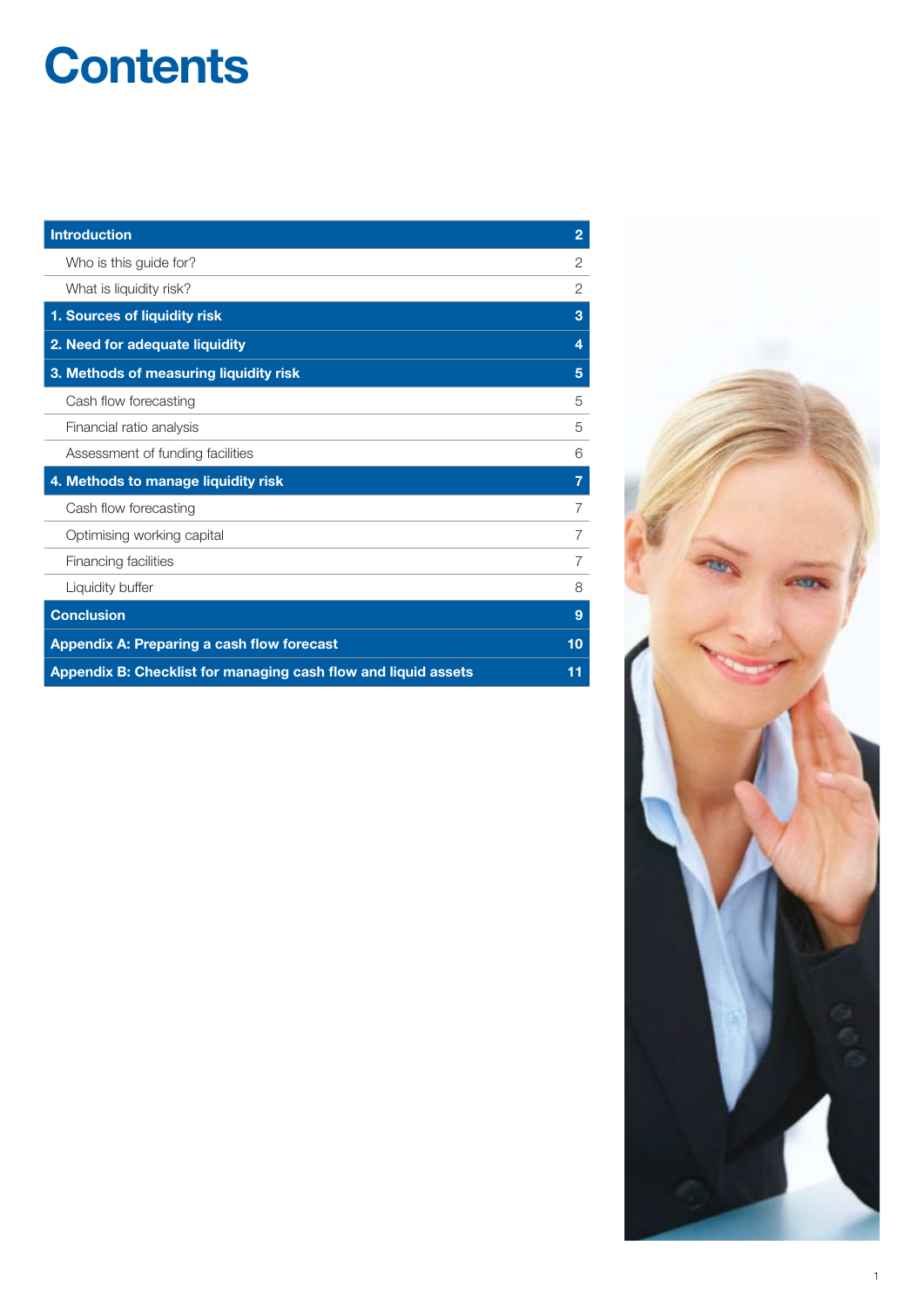# Contents

| Introduction | 2 |
|---|---|
| Who is this guide for? | 2 |
| What is liquidity risk? | 2 |
| **1. Sources of liquidity risk** | **3** |
| **2. Need for adequate liquidity** | **4** |
| **3. Methods of measuring liquidity risk** | **5** |
| Cash flow forecasting | 5 |
| Financial ratio analysis | 5 |
| Assessment of funding facilities | 6 |
| **4. Methods to manage liquidity risk** | **7** |
| Cash flow forecasting | 7 |
| Optimising working capital | 7 |
| Financing facilities | 7 |
| Liquidity buffer | 8 |
| **Conclusion** | **9** |
| **Appendix A: Preparing a cash flow forecast** | **10** |
| **Appendix B: Checklist for managing cash flow and liquid assets** | **11** |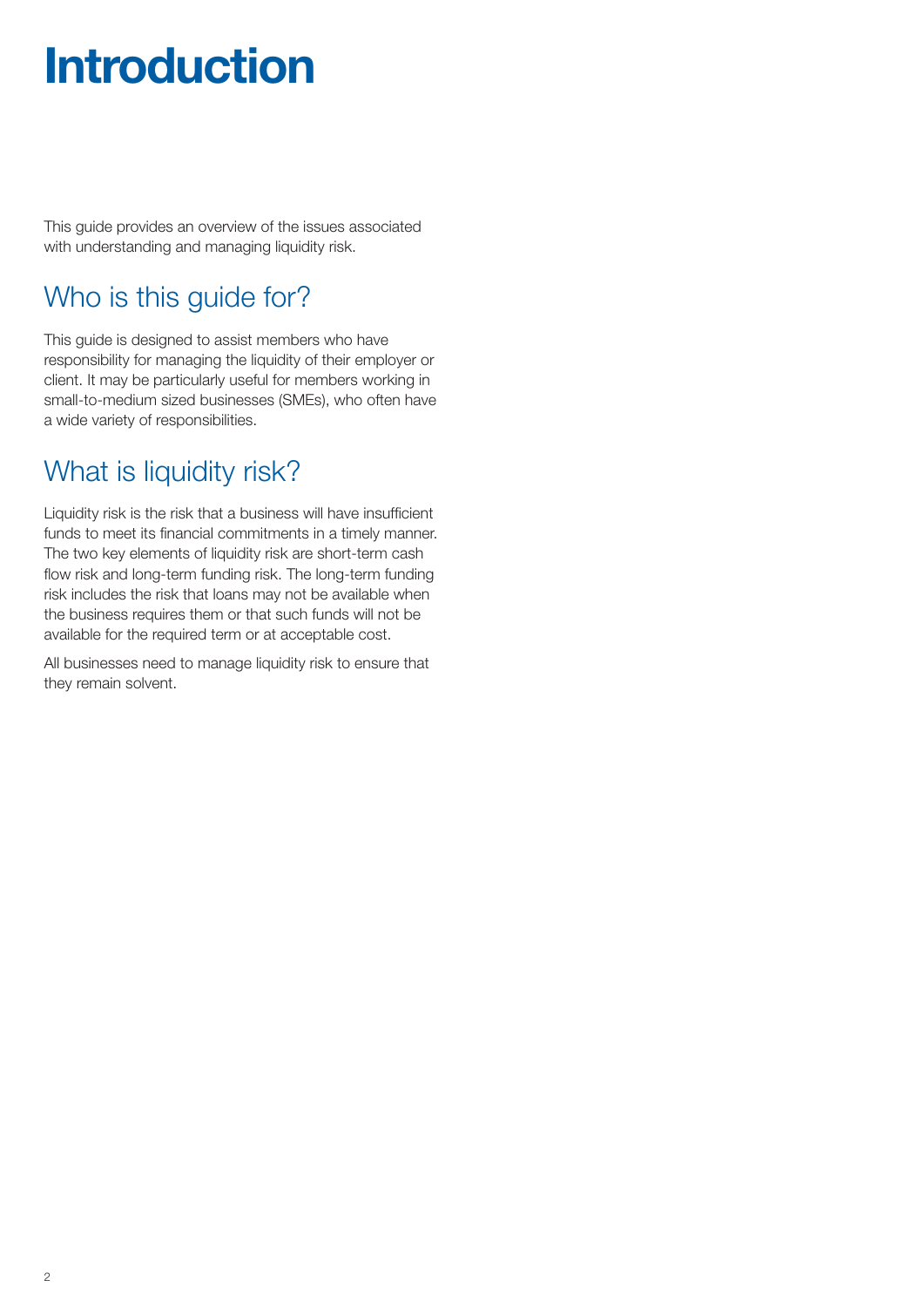# Introduction

This guide provides an overview of the issues associated with understanding and managing liquidity risk.

## Who is this guide for?

This guide is designed to assist members who have responsibility for managing the liquidity of their employer or client. It may be particularly useful for members working in small-to-medium sized businesses (SMEs), who often have a wide variety of responsibilities.

## What is liquidity risk?

Liquidity risk is the risk that a business will have insufficient funds to meet its financial commitments in a timely manner. The two key elements of liquidity risk are short-term cash flow risk and long-term funding risk. The long-term funding risk includes the risk that loans may not be available when the business requires them or that such funds will not be available for the required term or at acceptable cost.

All businesses need to manage liquidity risk to ensure that they remain solvent.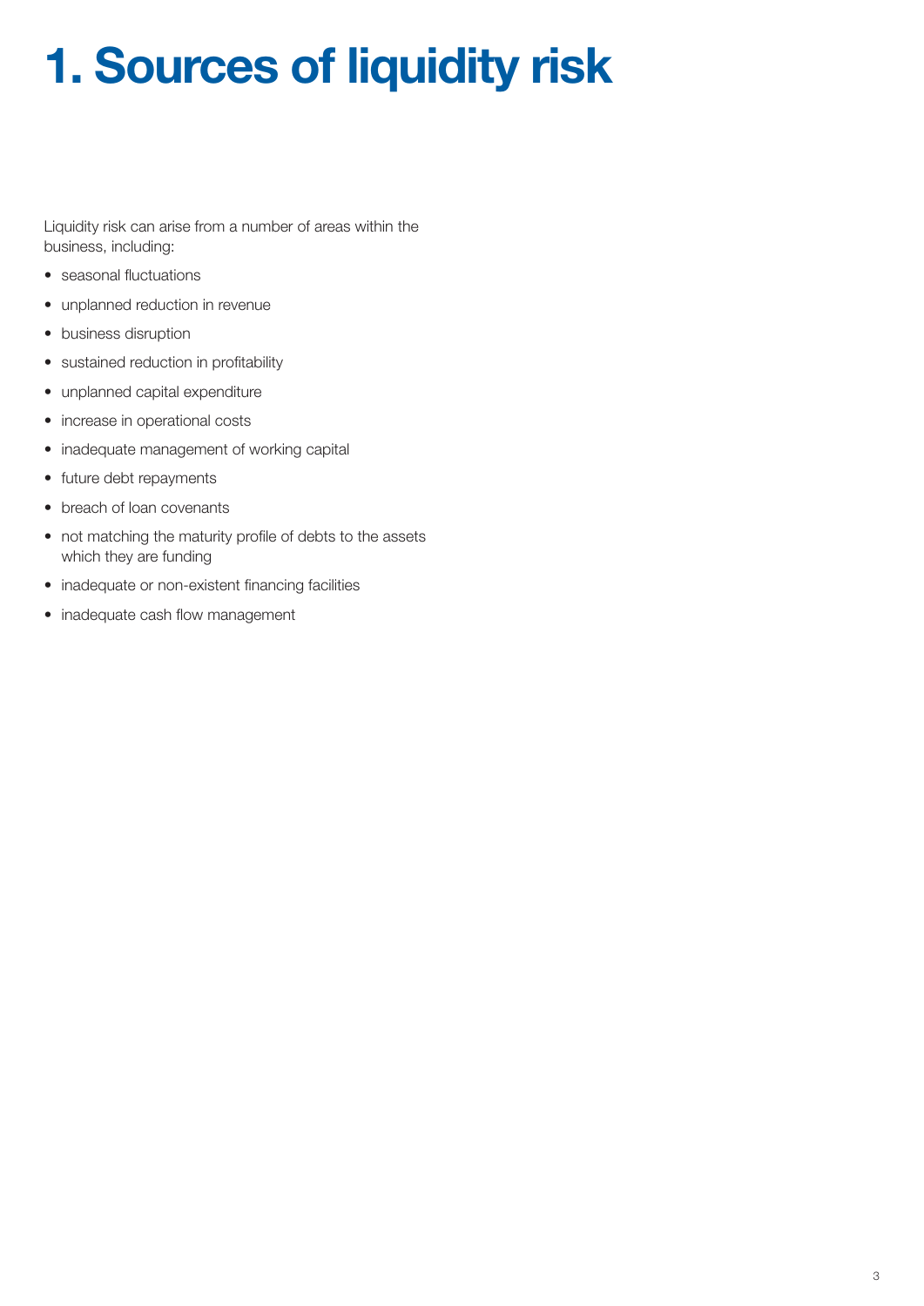# 1. Sources of liquidity risk

Liquidity risk can arise from a number of areas within the business, including:

- seasonal fluctuations
- unplanned reduction in revenue
- business disruption
- sustained reduction in profitability
- unplanned capital expenditure
- increase in operational costs
- inadequate management of working capital
- future debt repayments
- breach of loan covenants
- not matching the maturity profile of debts to the assets which they are funding
- inadequate or non-existent financing facilities
- inadequate cash flow management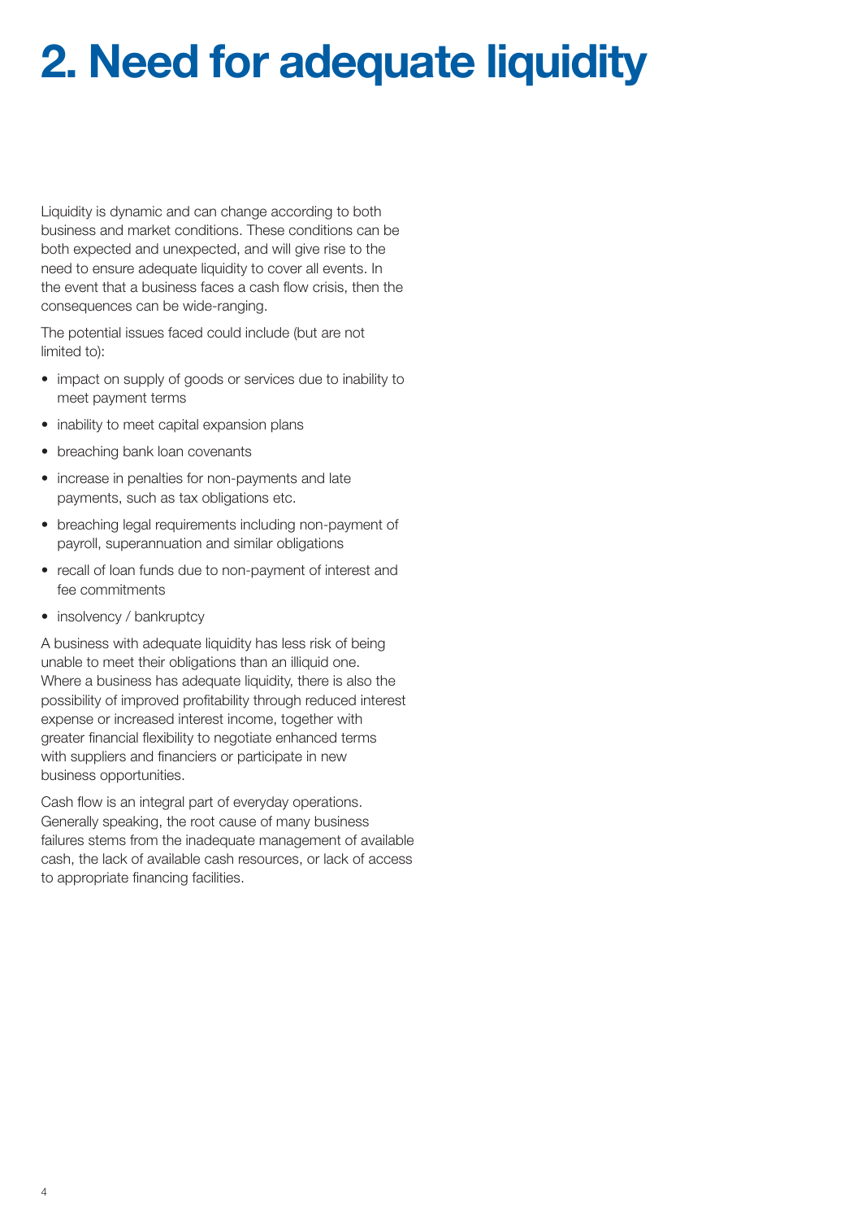# 2. Need for adequate liquidity

Liquidity is dynamic and can change according to both business and market conditions. These conditions can be both expected and unexpected, and will give rise to the need to ensure adequate liquidity to cover all events. In the event that a business faces a cash flow crisis, then the consequences can be wide-ranging.

The potential issues faced could include (but are not limited to):

- impact on supply of goods or services due to inability to meet payment terms
- inability to meet capital expansion plans
- breaching bank loan covenants
- increase in penalties for non-payments and late payments, such as tax obligations etc.
- breaching legal requirements including non-payment of payroll, superannuation and similar obligations
- recall of loan funds due to non-payment of interest and fee commitments
- insolvency / bankruptcy

A business with adequate liquidity has less risk of being unable to meet their obligations than an illiquid one. Where a business has adequate liquidity, there is also the possibility of improved profitability through reduced interest expense or increased interest income, together with greater financial flexibility to negotiate enhanced terms with suppliers and financiers or participate in new business opportunities.

Cash flow is an integral part of everyday operations. Generally speaking, the root cause of many business failures stems from the inadequate management of available cash, the lack of available cash resources, or lack of access to appropriate financing facilities.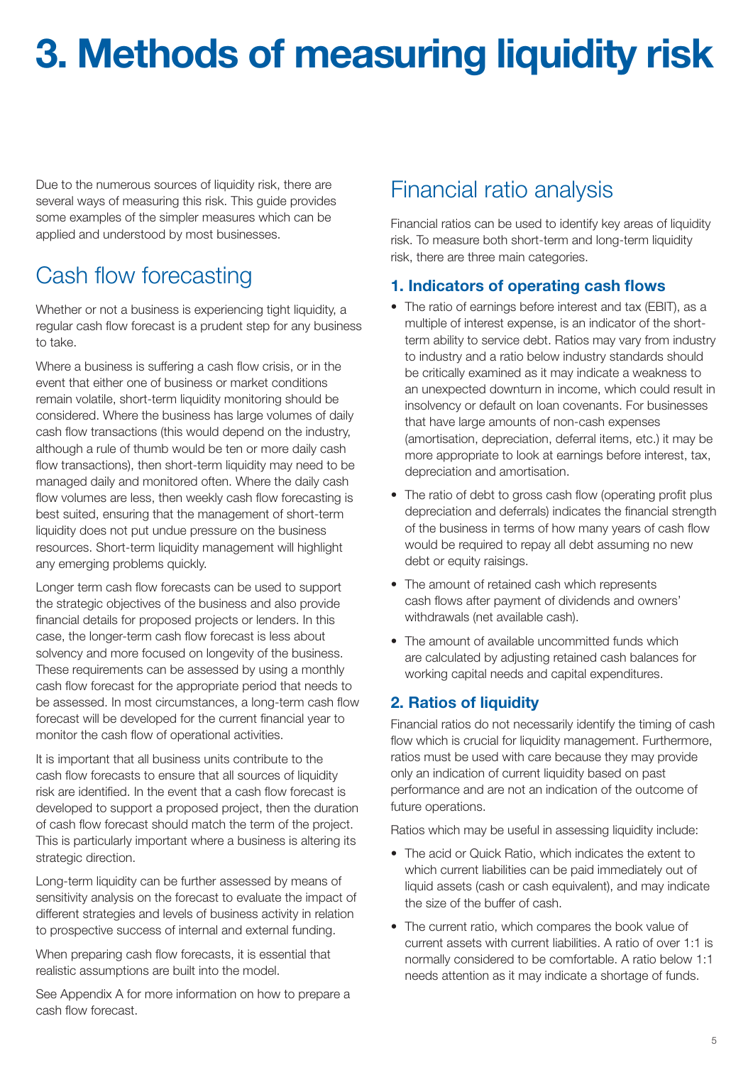# 3. Methods of measuring liquidity risk

Due to the numerous sources of liquidity risk, there are several ways of measuring this risk. This guide provides some examples of the simpler measures which can be applied and understood by most businesses.

## Cash flow forecasting

Whether or not a business is experiencing tight liquidity, a regular cash flow forecast is a prudent step for any business to take.

Where a business is suffering a cash flow crisis, or in the event that either one of business or market conditions remain volatile, short-term liquidity monitoring should be considered. Where the business has large volumes of daily cash flow transactions (this would depend on the industry, although a rule of thumb would be ten or more daily cash flow transactions), then short-term liquidity may need to be managed daily and monitored often. Where the daily cash flow volumes are less, then weekly cash flow forecasting is best suited, ensuring that the management of short-term liquidity does not put undue pressure on the business resources. Short-term liquidity management will highlight any emerging problems quickly.

Longer term cash flow forecasts can be used to support the strategic objectives of the business and also provide financial details for proposed projects or lenders. In this case, the longer-term cash flow forecast is less about solvency and more focused on longevity of the business. These requirements can be assessed by using a monthly cash flow forecast for the appropriate period that needs to be assessed. In most circumstances, a long-term cash flow forecast will be developed for the current financial year to monitor the cash flow of operational activities.

It is important that all business units contribute to the cash flow forecasts to ensure that all sources of liquidity risk are identified. In the event that a cash flow forecast is developed to support a proposed project, then the duration of cash flow forecast should match the term of the project. This is particularly important where a business is altering its strategic direction.

Long-term liquidity can be further assessed by means of sensitivity analysis on the forecast to evaluate the impact of different strategies and levels of business activity in relation to prospective success of internal and external funding.

When preparing cash flow forecasts, it is essential that realistic assumptions are built into the model.

See Appendix A for more information on how to prepare a cash flow forecast.

## Financial ratio analysis

Financial ratios can be used to identify key areas of liquidity risk. To measure both short-term and long-term liquidity risk, there are three main categories.

### 1. Indicators of operating cash flows

- The ratio of earnings before interest and tax (EBIT), as a multiple of interest expense, is an indicator of the short-term ability to service debt. Ratios may vary from industry to industry and a ratio below industry standards should be critically examined as it may indicate a weakness to an unexpected downturn in income, which could result in insolvency or default on loan covenants. For businesses that have large amounts of non-cash expenses (amortisation, depreciation, deferral items, etc.) it may be more appropriate to look at earnings before interest, tax, depreciation and amortisation.
- The ratio of debt to gross cash flow (operating profit plus depreciation and deferrals) indicates the financial strength of the business in terms of how many years of cash flow would be required to repay all debt assuming no new debt or equity raisings.
- The amount of retained cash which represents cash flows after payment of dividends and owners' withdrawals (net available cash).
- The amount of available uncommitted funds which are calculated by adjusting retained cash balances for working capital needs and capital expenditures.

### 2. Ratios of liquidity

Financial ratios do not necessarily identify the timing of cash flow which is crucial for liquidity management. Furthermore, ratios must be used with care because they may provide only an indication of current liquidity based on past performance and are not an indication of the outcome of future operations.

Ratios which may be useful in assessing liquidity include:

- The acid or Quick Ratio, which indicates the extent to which current liabilities can be paid immediately out of liquid assets (cash or cash equivalent), and may indicate the size of the buffer of cash.
- The current ratio, which compares the book value of current assets with current liabilities. A ratio of over 1:1 is normally considered to be comfortable. A ratio below 1:1 needs attention as it may indicate a shortage of funds.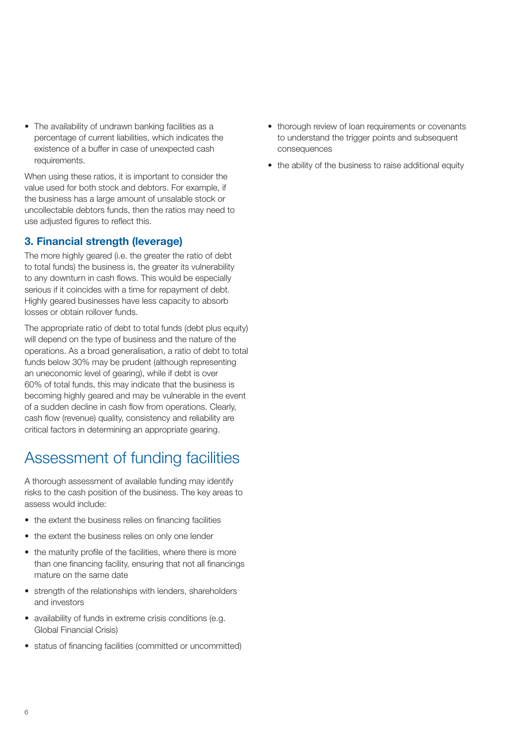- The availability of undrawn banking facilities as a percentage of current liabilities, which indicates the existence of a buffer in case of unexpected cash requirements.

When using these ratios, it is important to consider the value used for both stock and debtors. For example, if the business has a large amount of unsalable stock or uncollectable debtors funds, then the ratios may need to use adjusted figures to reflect this.

### 3. Financial strength (leverage)

The more highly geared (i.e. the greater the ratio of debt to total funds) the business is, the greater its vulnerability to any downturn in cash flows. This would be especially serious if it coincides with a time for repayment of debt. Highly geared businesses have less capacity to absorb losses or obtain rollover funds.

The appropriate ratio of debt to total funds (debt plus equity) will depend on the type of business and the nature of the operations. As a broad generalisation, a ratio of debt to total funds below 30% may be prudent (although representing an uneconomic level of gearing), while if debt is over 60% of total funds, this may indicate that the business is becoming highly geared and may be vulnerable in the event of a sudden decline in cash flow from operations. Clearly, cash flow (revenue) quality, consistency and reliability are critical factors in determining an appropriate gearing.

## Assessment of funding facilities

A thorough assessment of available funding may identify risks to the cash position of the business. The key areas to assess would include:

- the extent the business relies on financing facilities
- the extent the business relies on only one lender
- the maturity profile of the facilities, where there is more than one financing facility, ensuring that not all financings mature on the same date
- strength of the relationships with lenders, shareholders and investors
- availability of funds in extreme crisis conditions (e.g. Global Financial Crisis)
- status of financing facilities (committed or uncommitted)
- thorough review of loan requirements or covenants to understand the trigger points and subsequent consequences
- the ability of the business to raise additional equity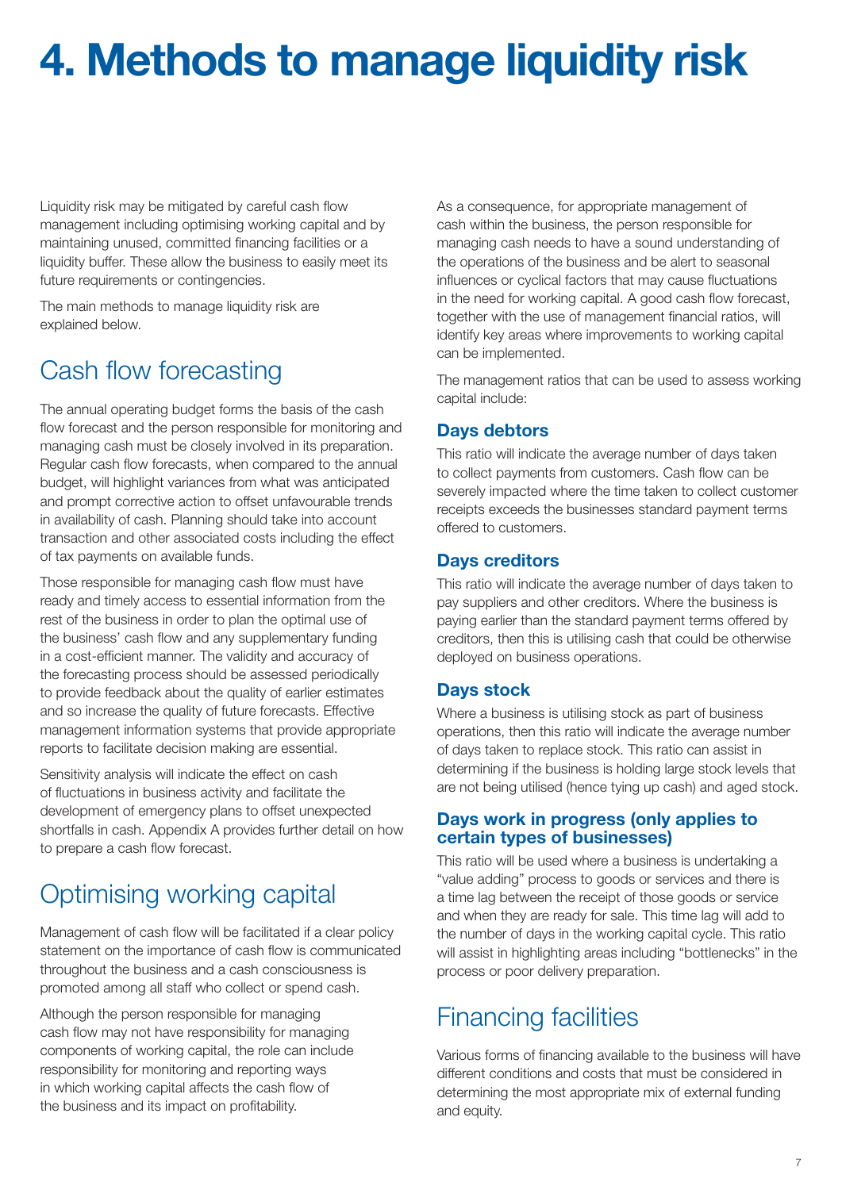# 4. Methods to manage liquidity risk

Liquidity risk may be mitigated by careful cash flow management including optimising working capital and by maintaining unused, committed financing facilities or a liquidity buffer. These allow the business to easily meet its future requirements or contingencies.

The main methods to manage liquidity risk are explained below.

## Cash flow forecasting

The annual operating budget forms the basis of the cash flow forecast and the person responsible for monitoring and managing cash must be closely involved in its preparation. Regular cash flow forecasts, when compared to the annual budget, will highlight variances from what was anticipated and prompt corrective action to offset unfavourable trends in availability of cash. Planning should take into account transaction and other associated costs including the effect of tax payments on available funds.

Those responsible for managing cash flow must have ready and timely access to essential information from the rest of the business in order to plan the optimal use of the business' cash flow and any supplementary funding in a cost-efficient manner. The validity and accuracy of the forecasting process should be assessed periodically to provide feedback about the quality of earlier estimates and so increase the quality of future forecasts. Effective management information systems that provide appropriate reports to facilitate decision making are essential.

Sensitivity analysis will indicate the effect on cash of fluctuations in business activity and facilitate the development of emergency plans to offset unexpected shortfalls in cash. Appendix A provides further detail on how to prepare a cash flow forecast.

## Optimising working capital

Management of cash flow will be facilitated if a clear policy statement on the importance of cash flow is communicated throughout the business and a cash consciousness is promoted among all staff who collect or spend cash.

Although the person responsible for managing cash flow may not have responsibility for managing components of working capital, the role can include responsibility for monitoring and reporting ways in which working capital affects the cash flow of the business and its impact on profitability.

As a consequence, for appropriate management of cash within the business, the person responsible for managing cash needs to have a sound understanding of the operations of the business and be alert to seasonal influences or cyclical factors that may cause fluctuations in the need for working capital. A good cash flow forecast, together with the use of management financial ratios, will identify key areas where improvements to working capital can be implemented.

The management ratios that can be used to assess working capital include:

### Days debtors

This ratio will indicate the average number of days taken to collect payments from customers. Cash flow can be severely impacted where the time taken to collect customer receipts exceeds the businesses standard payment terms offered to customers.

### Days creditors

This ratio will indicate the average number of days taken to pay suppliers and other creditors. Where the business is paying earlier than the standard payment terms offered by creditors, then this is utilising cash that could be otherwise deployed on business operations.

### Days stock

Where a business is utilising stock as part of business operations, then this ratio will indicate the average number of days taken to replace stock. This ratio can assist in determining if the business is holding large stock levels that are not being utilised (hence tying up cash) and aged stock.

### Days work in progress (only applies to certain types of businesses)

This ratio will be used where a business is undertaking a "value adding" process to goods or services and there is a time lag between the receipt of those goods or service and when they are ready for sale. This time lag will add to the number of days in the working capital cycle. This ratio will assist in highlighting areas including "bottlenecks" in the process or poor delivery preparation.

## Financing facilities

Various forms of financing available to the business will have different conditions and costs that must be considered in determining the most appropriate mix of external funding and equity.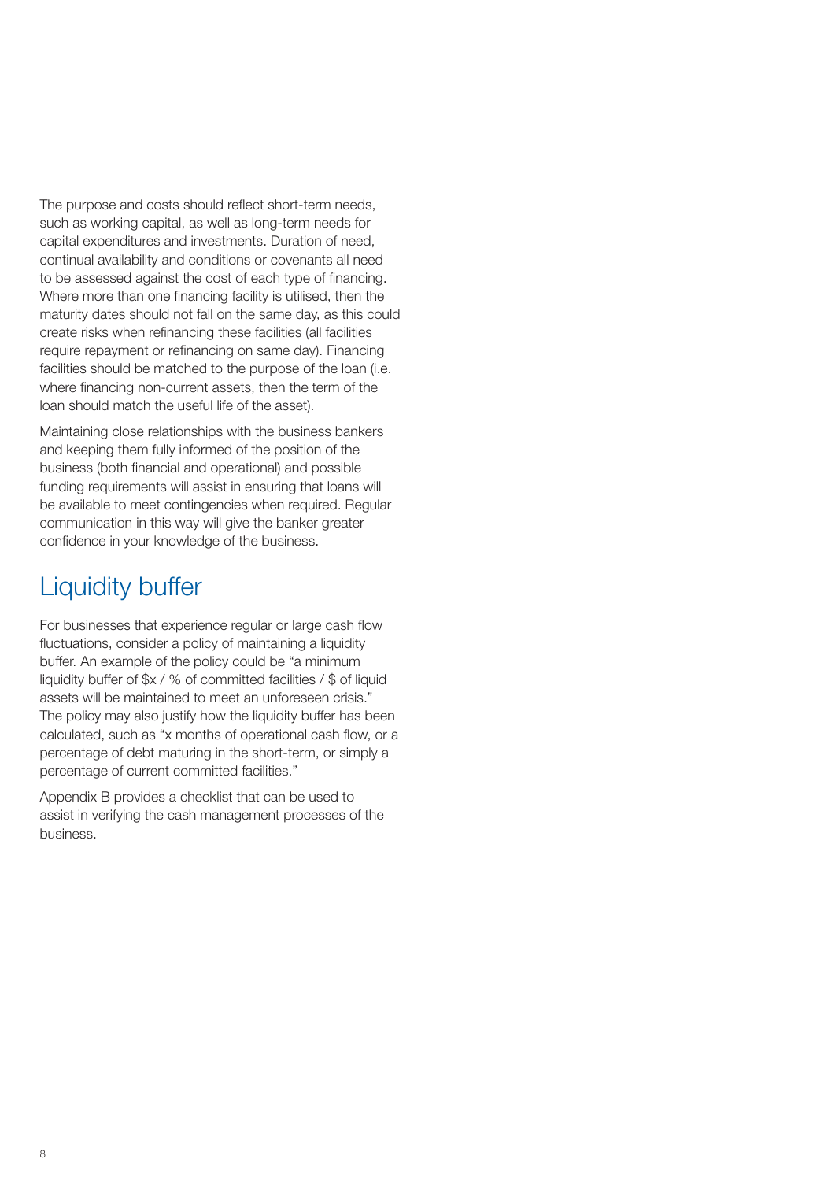The purpose and costs should reflect short-term needs, such as working capital, as well as long-term needs for capital expenditures and investments. Duration of need, continual availability and conditions or covenants all need to be assessed against the cost of each type of financing. Where more than one financing facility is utilised, then the maturity dates should not fall on the same day, as this could create risks when refinancing these facilities (all facilities require repayment or refinancing on same day). Financing facilities should be matched to the purpose of the loan (i.e. where financing non-current assets, then the term of the loan should match the useful life of the asset).

Maintaining close relationships with the business bankers and keeping them fully informed of the position of the business (both financial and operational) and possible funding requirements will assist in ensuring that loans will be available to meet contingencies when required. Regular communication in this way will give the banker greater confidence in your knowledge of the business.

## Liquidity buffer

For businesses that experience regular or large cash flow fluctuations, consider a policy of maintaining a liquidity buffer. An example of the policy could be "a minimum liquidity buffer of $x / % of committed facilities / $ of liquid assets will be maintained to meet an unforeseen crisis." The policy may also justify how the liquidity buffer has been calculated, such as "x months of operational cash flow, or a percentage of debt maturing in the short-term, or simply a percentage of current committed facilities."

Appendix B provides a checklist that can be used to assist in verifying the cash management processes of the business.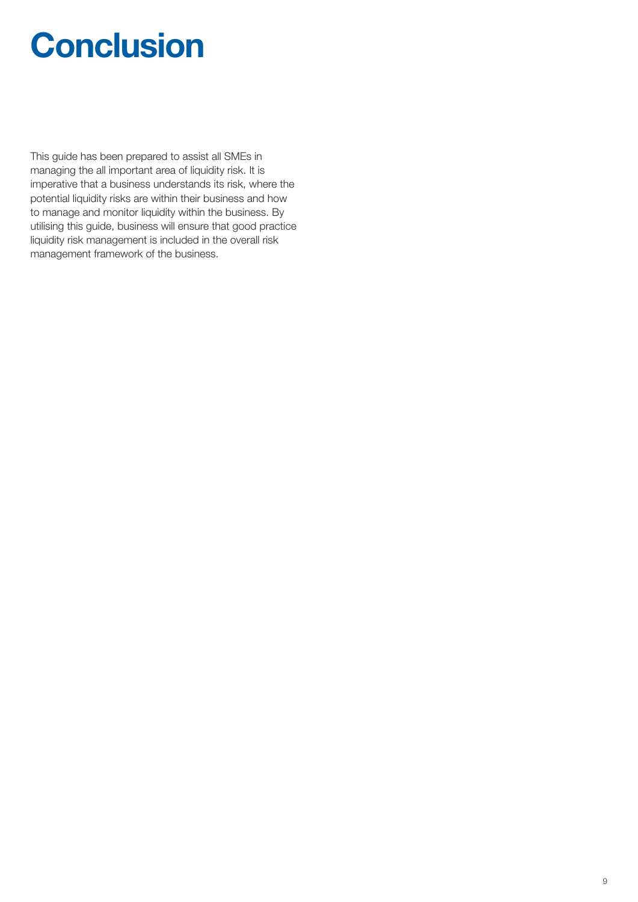# Conclusion

This guide has been prepared to assist all SMEs in managing the all important area of liquidity risk. It is imperative that a business understands its risk, where the potential liquidity risks are within their business and how to manage and monitor liquidity within the business. By utilising this guide, business will ensure that good practice liquidity risk management is included in the overall risk management framework of the business.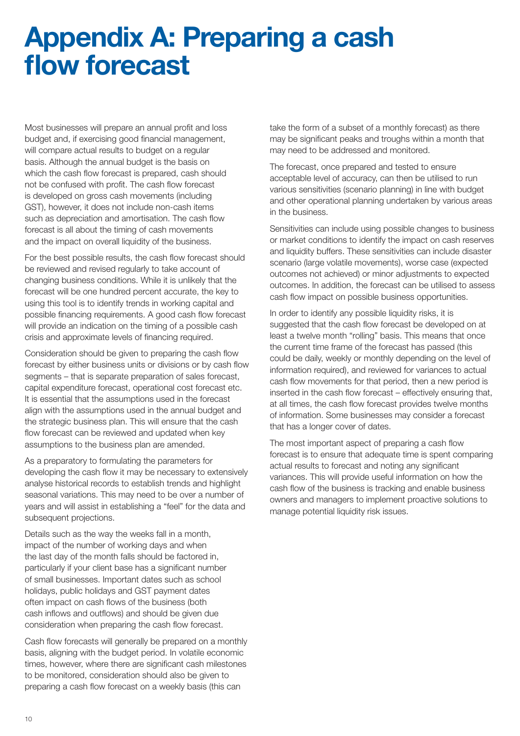# Appendix A: Preparing a cash flow forecast

Most businesses will prepare an annual profit and loss budget and, if exercising good financial management, will compare actual results to budget on a regular basis. Although the annual budget is the basis on which the cash flow forecast is prepared, cash should not be confused with profit. The cash flow forecast is developed on gross cash movements (including GST), however, it does not include non-cash items such as depreciation and amortisation. The cash flow forecast is all about the timing of cash movements and the impact on overall liquidity of the business.

For the best possible results, the cash flow forecast should be reviewed and revised regularly to take account of changing business conditions. While it is unlikely that the forecast will be one hundred percent accurate, the key to using this tool is to identify trends in working capital and possible financing requirements. A good cash flow forecast will provide an indication on the timing of a possible cash crisis and approximate levels of financing required.

Consideration should be given to preparing the cash flow forecast by either business units or divisions or by cash flow segments – that is separate preparation of sales forecast, capital expenditure forecast, operational cost forecast etc. It is essential that the assumptions used in the forecast align with the assumptions used in the annual budget and the strategic business plan. This will ensure that the cash flow forecast can be reviewed and updated when key assumptions to the business plan are amended.

As a preparatory to formulating the parameters for developing the cash flow it may be necessary to extensively analyse historical records to establish trends and highlight seasonal variations. This may need to be over a number of years and will assist in establishing a "feel" for the data and subsequent projections.

Details such as the way the weeks fall in a month, impact of the number of working days and when the last day of the month falls should be factored in, particularly if your client base has a significant number of small businesses. Important dates such as school holidays, public holidays and GST payment dates often impact on cash flows of the business (both cash inflows and outflows) and should be given due consideration when preparing the cash flow forecast.

Cash flow forecasts will generally be prepared on a monthly basis, aligning with the budget period. In volatile economic times, however, where there are significant cash milestones to be monitored, consideration should also be given to preparing a cash flow forecast on a weekly basis (this can take the form of a subset of a monthly forecast) as there may be significant peaks and troughs within a month that may need to be addressed and monitored.

The forecast, once prepared and tested to ensure acceptable level of accuracy, can then be utilised to run various sensitivities (scenario planning) in line with budget and other operational planning undertaken by various areas in the business.

Sensitivities can include using possible changes to business or market conditions to identify the impact on cash reserves and liquidity buffers. These sensitivities can include disaster scenario (large volatile movements), worse case (expected outcomes not achieved) or minor adjustments to expected outcomes. In addition, the forecast can be utilised to assess cash flow impact on possible business opportunities.

In order to identify any possible liquidity risks, it is suggested that the cash flow forecast be developed on at least a twelve month "rolling" basis. This means that once the current time frame of the forecast has passed (this could be daily, weekly or monthly depending on the level of information required), and reviewed for variances to actual cash flow movements for that period, then a new period is inserted in the cash flow forecast – effectively ensuring that, at all times, the cash flow forecast provides twelve months of information. Some businesses may consider a forecast that has a longer cover of dates.

The most important aspect of preparing a cash flow forecast is to ensure that adequate time is spent comparing actual results to forecast and noting any significant variances. This will provide useful information on how the cash flow of the business is tracking and enable business owners and managers to implement proactive solutions to manage potential liquidity risk issues.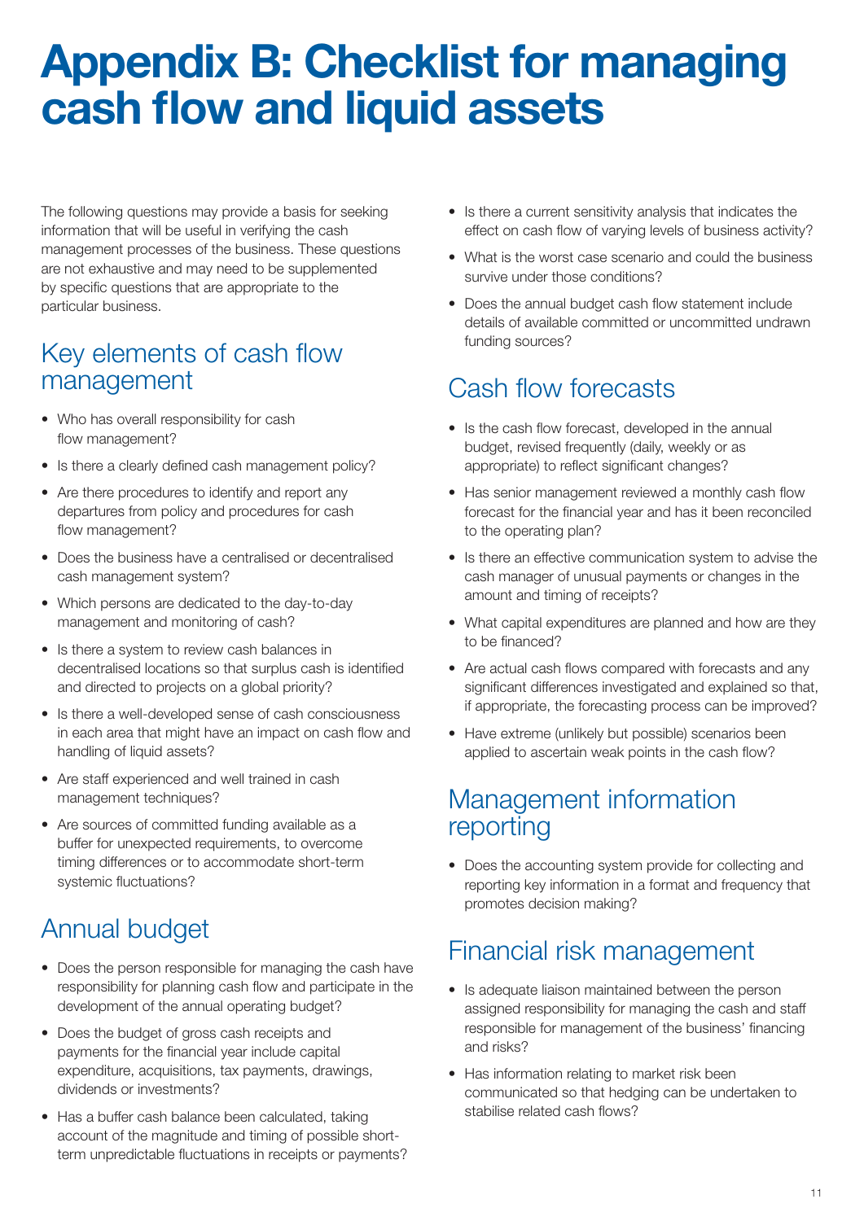# Appendix B: Checklist for managing cash flow and liquid assets

The following questions may provide a basis for seeking information that will be useful in verifying the cash management processes of the business. These questions are not exhaustive and may need to be supplemented by specific questions that are appropriate to the particular business.

## Key elements of cash flow management

- Who has overall responsibility for cash flow management?
- Is there a clearly defined cash management policy?
- Are there procedures to identify and report any departures from policy and procedures for cash flow management?
- Does the business have a centralised or decentralised cash management system?
- Which persons are dedicated to the day-to-day management and monitoring of cash?
- Is there a system to review cash balances in decentralised locations so that surplus cash is identified and directed to projects on a global priority?
- Is there a well-developed sense of cash consciousness in each area that might have an impact on cash flow and handling of liquid assets?
- Are staff experienced and well trained in cash management techniques?
- Are sources of committed funding available as a buffer for unexpected requirements, to overcome timing differences or to accommodate short-term systemic fluctuations?

## Annual budget

- Does the person responsible for managing the cash have responsibility for planning cash flow and participate in the development of the annual operating budget?
- Does the budget of gross cash receipts and payments for the financial year include capital expenditure, acquisitions, tax payments, drawings, dividends or investments?
- Has a buffer cash balance been calculated, taking account of the magnitude and timing of possible short-term unpredictable fluctuations in receipts or payments?
- Is there a current sensitivity analysis that indicates the effect on cash flow of varying levels of business activity?
- What is the worst case scenario and could the business survive under those conditions?
- Does the annual budget cash flow statement include details of available committed or uncommitted undrawn funding sources?

## Cash flow forecasts

- Is the cash flow forecast, developed in the annual budget, revised frequently (daily, weekly or as appropriate) to reflect significant changes?
- Has senior management reviewed a monthly cash flow forecast for the financial year and has it been reconciled to the operating plan?
- Is there an effective communication system to advise the cash manager of unusual payments or changes in the amount and timing of receipts?
- What capital expenditures are planned and how are they to be financed?
- Are actual cash flows compared with forecasts and any significant differences investigated and explained so that, if appropriate, the forecasting process can be improved?
- Have extreme (unlikely but possible) scenarios been applied to ascertain weak points in the cash flow?

## Management information reporting

- Does the accounting system provide for collecting and reporting key information in a format and frequency that promotes decision making?

## Financial risk management

- Is adequate liaison maintained between the person assigned responsibility for managing the cash and staff responsible for management of the business' financing and risks?
- Has information relating to market risk been communicated so that hedging can be undertaken to stabilise related cash flows?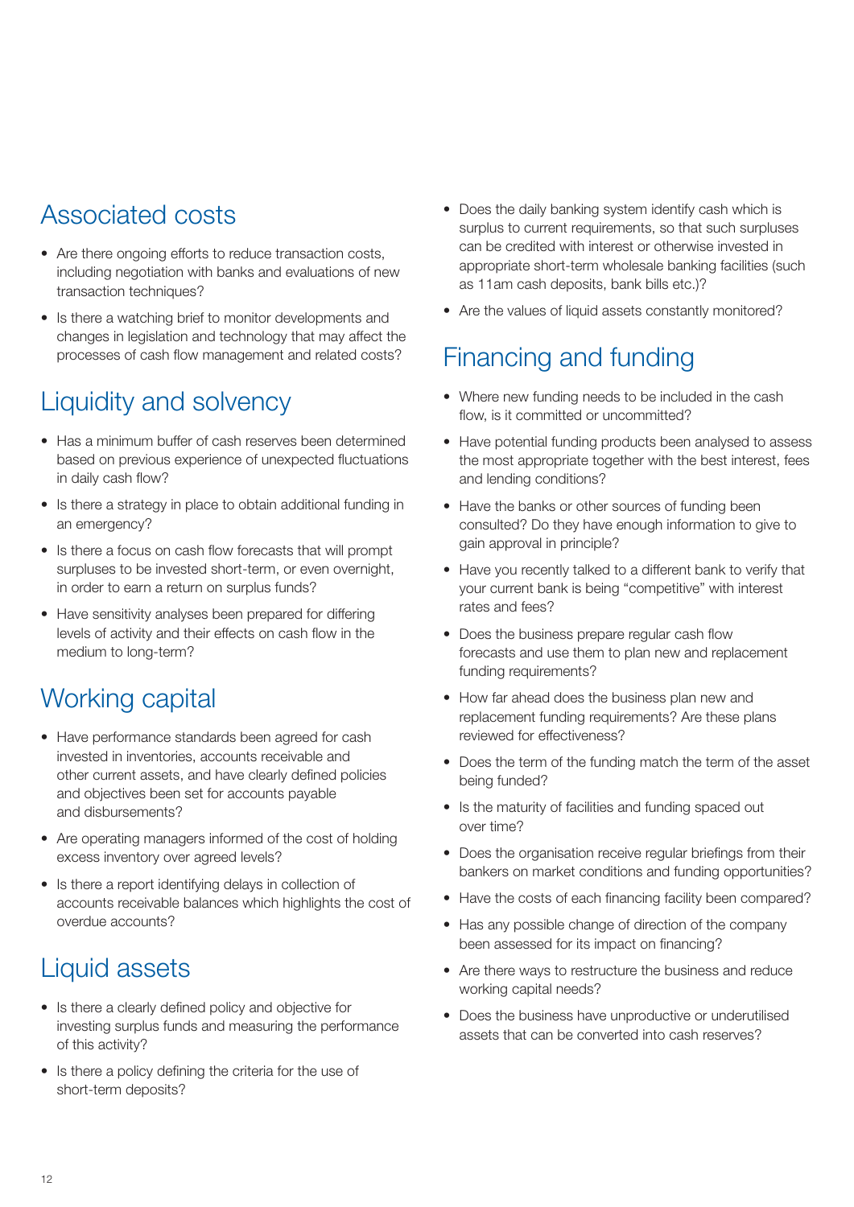## Associated costs

- Are there ongoing efforts to reduce transaction costs, including negotiation with banks and evaluations of new transaction techniques?
- Is there a watching brief to monitor developments and changes in legislation and technology that may affect the processes of cash flow management and related costs?

## Liquidity and solvency

- Has a minimum buffer of cash reserves been determined based on previous experience of unexpected fluctuations in daily cash flow?
- Is there a strategy in place to obtain additional funding in an emergency?
- Is there a focus on cash flow forecasts that will prompt surpluses to be invested short-term, or even overnight, in order to earn a return on surplus funds?
- Have sensitivity analyses been prepared for differing levels of activity and their effects on cash flow in the medium to long-term?

## Working capital

- Have performance standards been agreed for cash invested in inventories, accounts receivable and other current assets, and have clearly defined policies and objectives been set for accounts payable and disbursements?
- Are operating managers informed of the cost of holding excess inventory over agreed levels?
- Is there a report identifying delays in collection of accounts receivable balances which highlights the cost of overdue accounts?

## Liquid assets

- Is there a clearly defined policy and objective for investing surplus funds and measuring the performance of this activity?
- Is there a policy defining the criteria for the use of short-term deposits?
- Does the daily banking system identify cash which is surplus to current requirements, so that such surpluses can be credited with interest or otherwise invested in appropriate short-term wholesale banking facilities (such as 11am cash deposits, bank bills etc.)?
- Are the values of liquid assets constantly monitored?

## Financing and funding

- Where new funding needs to be included in the cash flow, is it committed or uncommitted?
- Have potential funding products been analysed to assess the most appropriate together with the best interest, fees and lending conditions?
- Have the banks or other sources of funding been consulted? Do they have enough information to give to gain approval in principle?
- Have you recently talked to a different bank to verify that your current bank is being "competitive" with interest rates and fees?
- Does the business prepare regular cash flow forecasts and use them to plan new and replacement funding requirements?
- How far ahead does the business plan new and replacement funding requirements? Are these plans reviewed for effectiveness?
- Does the term of the funding match the term of the asset being funded?
- Is the maturity of facilities and funding spaced out over time?
- Does the organisation receive regular briefings from their bankers on market conditions and funding opportunities?
- Have the costs of each financing facility been compared?
- Has any possible change of direction of the company been assessed for its impact on financing?
- Are there ways to restructure the business and reduce working capital needs?
- Does the business have unproductive or underutilised assets that can be converted into cash reserves?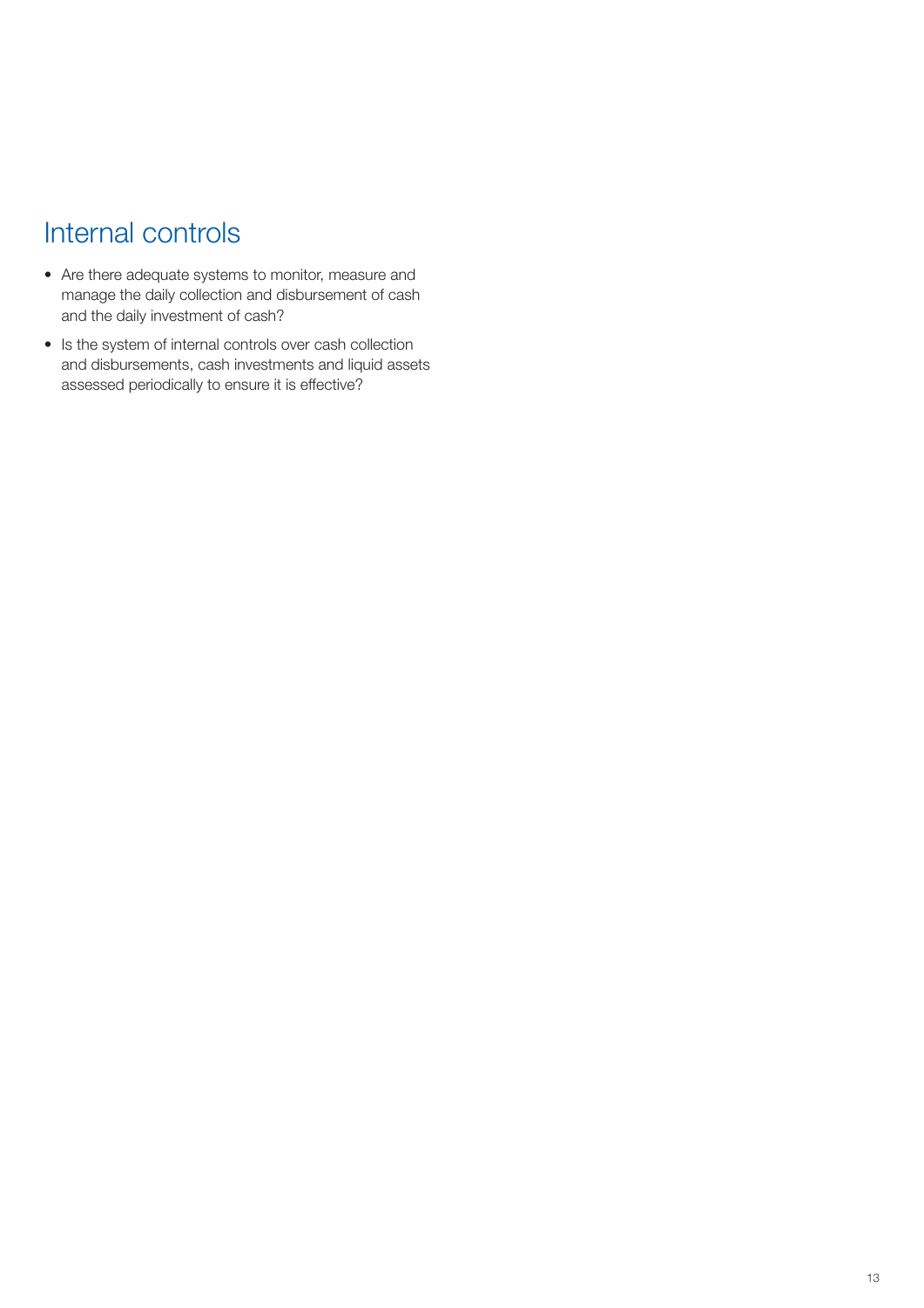## Internal controls

- Are there adequate systems to monitor, measure and manage the daily collection and disbursement of cash and the daily investment of cash?
- Is the system of internal controls over cash collection and disbursements, cash investments and liquid assets assessed periodically to ensure it is effective?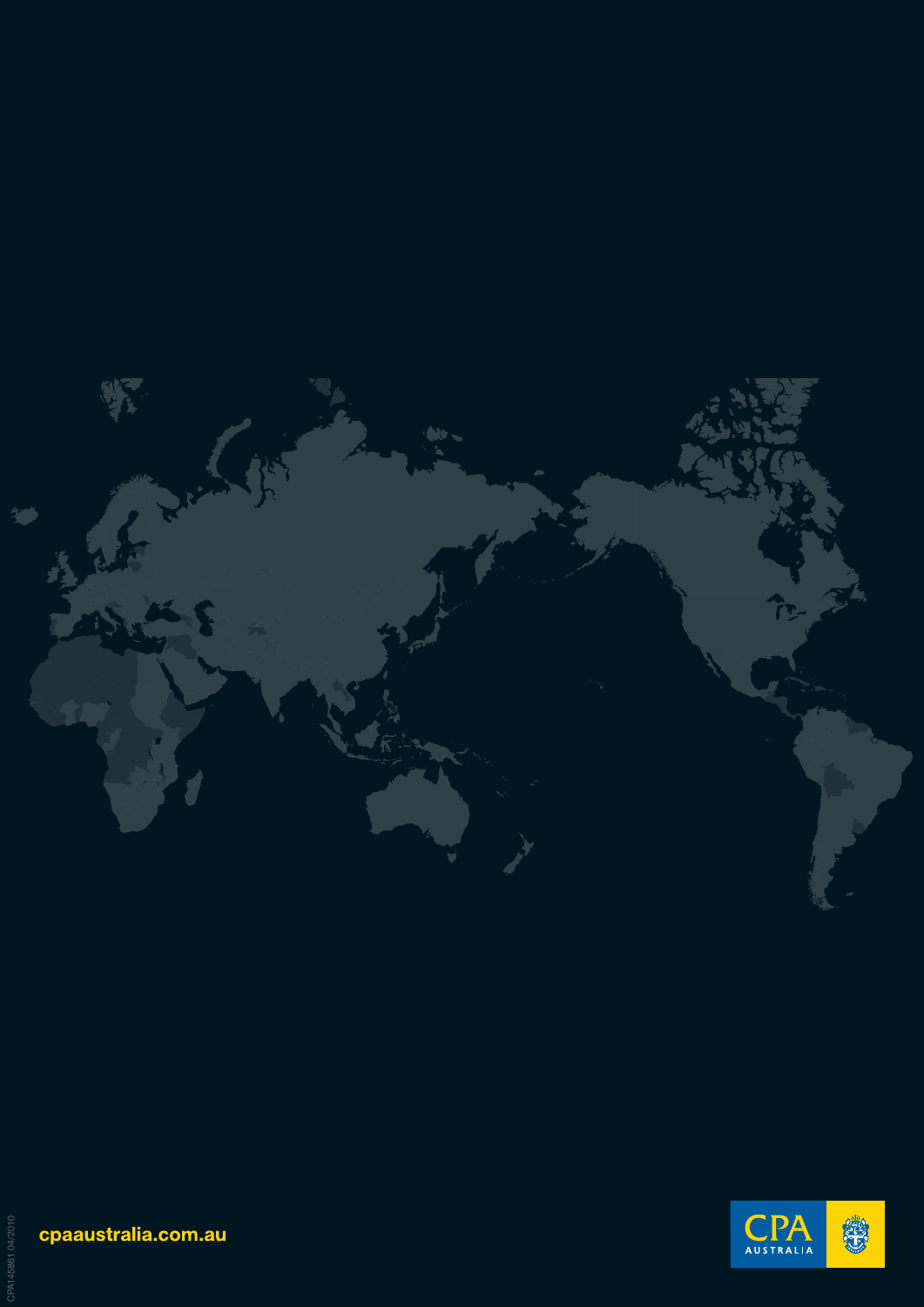cpaaustralia.com.au

CPA145861 04/2010

CPA AUSTRALIA